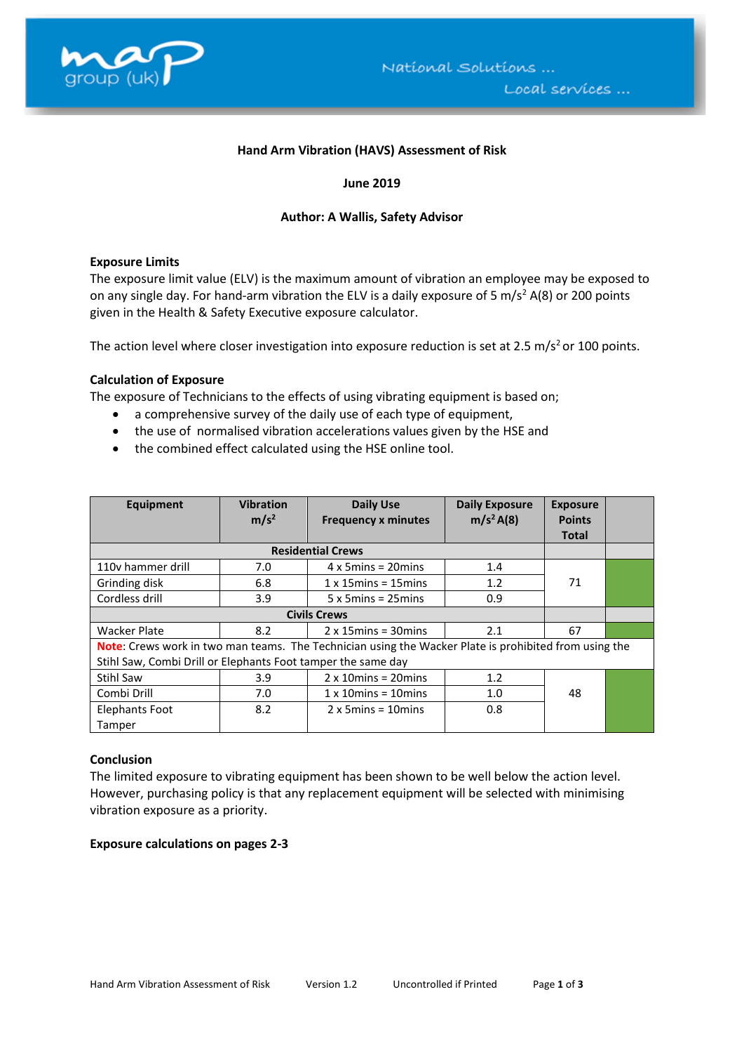map group (uk)

National Solutions ... Local services ...

# Hand Arm Vibration (HAVS) Assessment of Risk

**June 2019**

**Author: A Wallis, Safety Advisor**

## Exposure Limits

The exposure limit value (ELV) is the maximum amount of vibration an employee may be exposed to on any single day. For hand-arm vibration the ELV is a daily exposure of 5 $m/s^2$ A(8) or 200 points given in the Health & Safety Executive exposure calculator.

The action level where closer investigation into exposure reduction is set at 2.5 $m/s^2$ or 100 points.

## Calculation of Exposure

The exposure of Technicians to the effects of using vibrating equipment is based on;

- a comprehensive survey of the daily use of each type of equipment,
- the use of normalised vibration accelerations values given by the HSE and
- the combined effect calculated using the HSE online tool.

| Equipment | Vibration $m/s^2$ | Daily Use Frequency x minutes | Daily Exposure $m/s^2$ A(8) | Exposure Points Total | |
|---|---|---|---|---|---|
| **Residential Crews** | | | | | |
| 110v hammer drill | 7.0 | 4 x 5mins = 20mins | 1.4 | 71 | |
| Grinding disk | 6.8 | 1 x 15mins = 15mins | 1.2 | | |
| Cordless drill | 3.9 | 5 x 5mins = 25mins | 0.9 | | |
| **Civils Crews** | | | | | |
| Wacker Plate | 8.2 | 2 x 15mins = 30mins | 2.1 | 67 | |
| **Note**: Crews work in two man teams. The Technician using the Wacker Plate is prohibited from using the Stihl Saw, Combi Drill or Elephants Foot tamper the same day | | | | | |
| Stihl Saw | 3.9 | 2 x 10mins = 20mins | 1.2 | 48 | |
| Combi Drill | 7.0 | 1 x 10mins = 10mins | 1.0 | | |
| Elephants Foot Tamper | 8.2 | 2 x 5mins = 10mins | 0.8 | | |

## Conclusion

The limited exposure to vibrating equipment has been shown to be well below the action level. However, purchasing policy is that any replacement equipment will be selected with minimising vibration exposure as a priority.

**Exposure calculations on pages 2-3**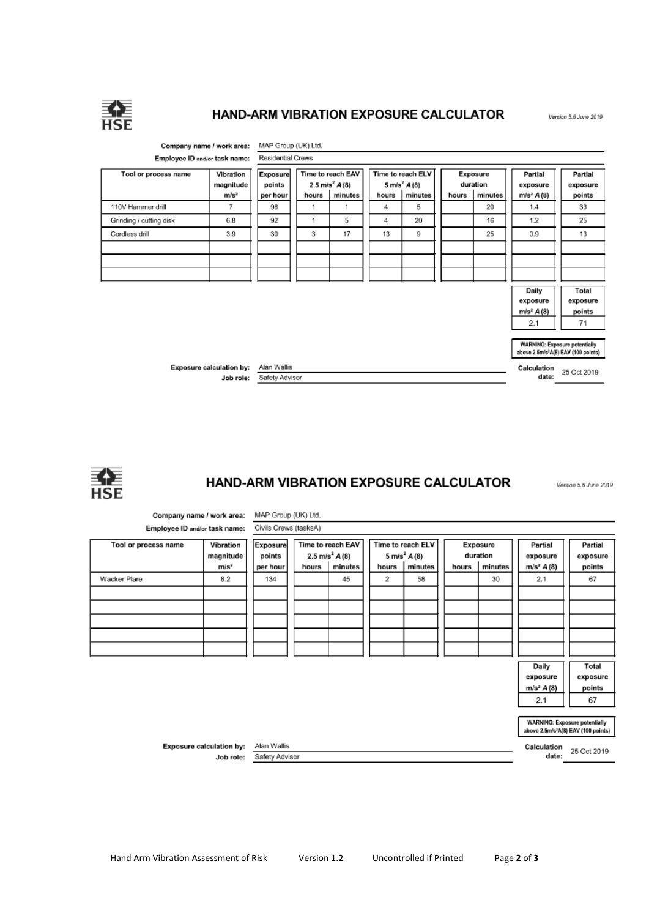## HAND-ARM VIBRATION EXPOSURE CALCULATOR

*Version 5.6 June 2019*

**Company name / work area:** MAP Group (UK) Ltd.

**Employee ID and/or task name:** Residential Crews

| Tool or process name | Vibration magnitude $m/s^2$ | Exposure points per hour | Time to reach EAV 2.5 $m/s^2$ $A(8)$ | | Time to reach ELV 5 $m/s^2$ $A(8)$ | | Exposure duration | | Partial exposure $m/s^2$ $A(8)$ | Partial exposure points |
|---|---|---|---|---|---|---|---|---|---|---|
| | | | hours | minutes | hours | minutes | hours | minutes | | |
| 110V Hammer drill | 7 | 98 | 1 | 1 | 4 | 5 | | 20 | 1.4 | 33 |
| Grinding / cutting disk | 6.8 | 92 | 1 | 5 | 4 | 20 | | 16 | 1.2 | 25 |
| Cordless drill | 3.9 | 30 | 3 | 17 | 13 | 9 | | 25 | 0.9 | 13 |
| | | | | | | | | | | |
| | | | | | | | | | | |
| | | | | | | | | | | |

| Daily exposure $m/s^2$ $A(8)$ | Total exposure points |
|---|---|
| 2.1 | 71 |

**WARNING: Exposure potentially above 2.5m/s²A(8) EAV (100 points)**

**Exposure calculation by:** Alan Wallis

**Job role:** Safety Advisor

**Calculation date:** 25 Oct 2019

## HAND-ARM VIBRATION EXPOSURE CALCULATOR

*Version 5.6 June 2019*

**Company name / work area:** MAP Group (UK) Ltd.

**Employee ID and/or task name:** Civils Crews (tasksA)

| Tool or process name | Vibration magnitude $m/s^2$ | Exposure points per hour | Time to reach EAV 2.5 $m/s^2$ $A(8)$ | | Time to reach ELV 5 $m/s^2$ $A(8)$ | | Exposure duration | | Partial exposure $m/s^2$ $A(8)$ | Partial exposure points |
|---|---|---|---|---|---|---|---|---|---|---|
| | | | hours | minutes | hours | minutes | hours | minutes | | |
| Wacker Plare | 8.2 | 134 | | 45 | 2 | 58 | | 30 | 2.1 | 67 |
| | | | | | | | | | | |
| | | | | | | | | | | |
| | | | | | | | | | | |
| | | | | | | | | | | |
| | | | | | | | | | | |

| Daily exposure $m/s^2$ $A(8)$ | Total exposure points |
|---|---|
| 2.1 | 67 |

**WARNING: Exposure potentially above 2.5m/s²A(8) EAV (100 points)**

**Exposure calculation by:** Alan Wallis

**Job role:** Safety Advisor

**Calculation date:** 25 Oct 2019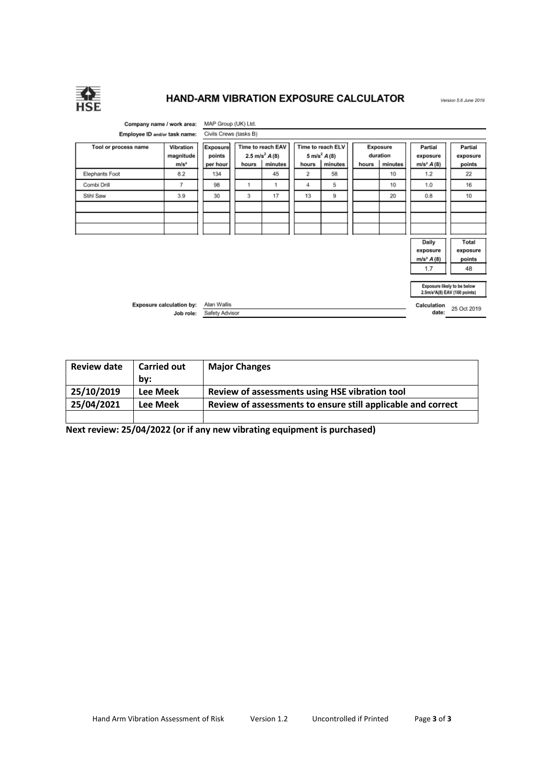# HAND-ARM VIBRATION EXPOSURE CALCULATOR

HSE

*Version 5.6 June 2019*

**Company name / work area:** MAP Group (UK) Ltd.

**Employee ID and/or task name:** Civils Crews (tasks B)

| Tool or process name | Vibration magnitude $m/s^2$ | Exposure points per hour | Time to reach EAV 2.5 $m/s^2$ $A(8)$ | | Time to reach ELV 5 $m/s^2$ $A(8)$ | | Exposure duration | | Partial exposure $m/s^2$ $A(8)$ | Partial exposure points |
|---|---|---|---|---|---|---|---|---|---|---|
| | | | hours | minutes | hours | minutes | hours | minutes | | |
| Elephants Foot | 8.2 | 134 | | 45 | 2 | 58 | | 10 | 1.2 | 22 |
| Combi Drill | 7 | 98 | 1 | 1 | 4 | 5 | | 10 | 1.0 | 16 |
| Stihl Saw | 3.9 | 30 | 3 | 17 | 13 | 9 | | 20 | 0.8 | 10 |
| | | | | | | | | | | |
| | | | | | | | | | | |
| | | | | | | | | | | |

| Daily exposure $m/s^2$ $A(8)$ | Total exposure points |
|---|---|
| 1.7 | 48 |

Exposure likely to be below 2.5m/s²A(8) EAV (100 points)

**Exposure calculation by:** Alan Wallis

**Job role:** Safety Advisor

**Calculation date:** 25 Oct 2019

| Review date | Carried out by: | Major Changes |
|---|---|---|
| **25/10/2019** | **Lee Meek** | **Review of assessments using HSE vibration tool** |
| **25/04/2021** | **Lee Meek** | **Review of assessments to ensure still applicable and correct** |
| | | |

**Next review: 25/04/2022 (or if any new vibrating equipment is purchased)**